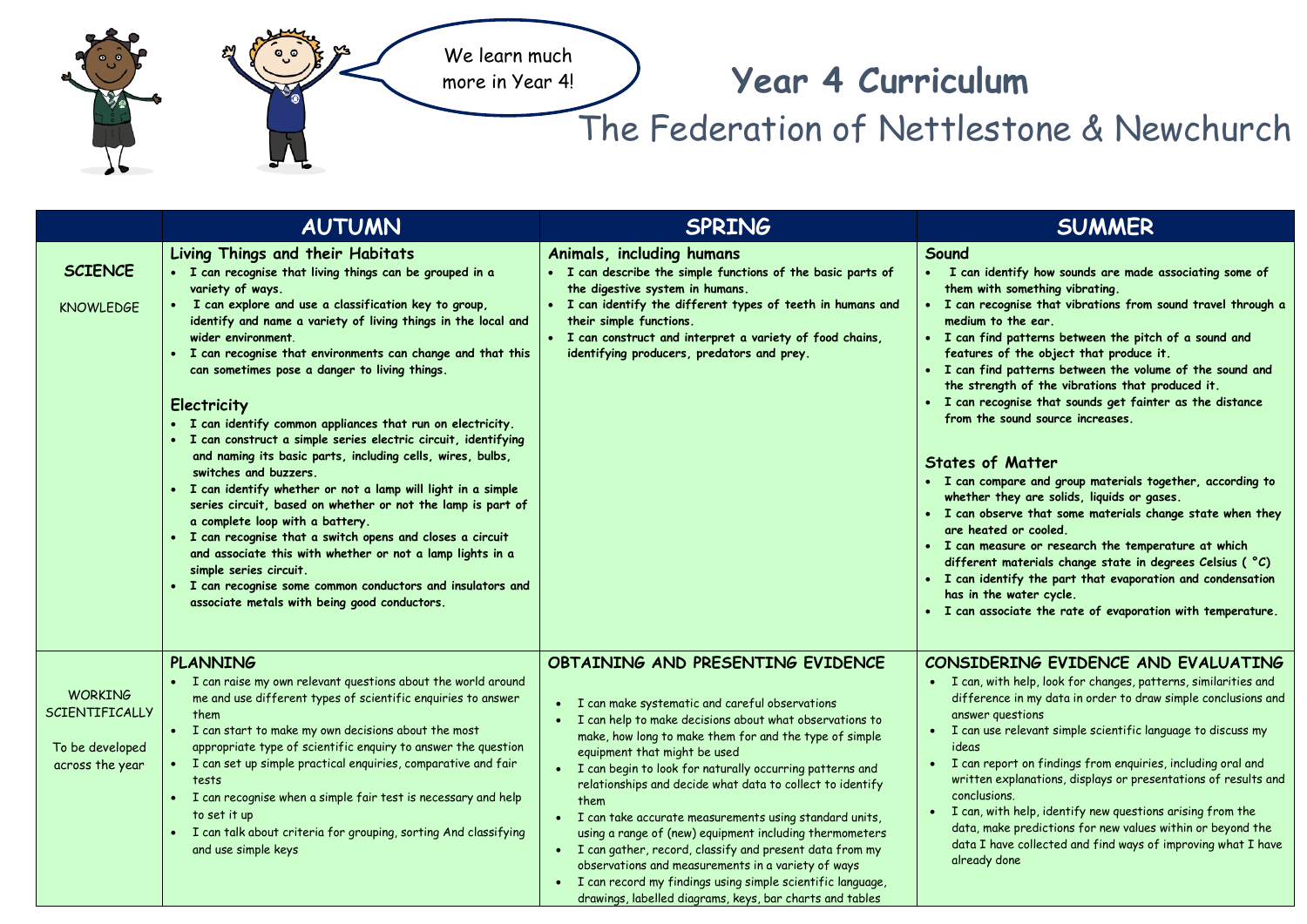We learn much more in Year 4!

# Year 4 Curriculum

## The Federation of Nettlestone & Newchurch

| | AUTUMN | SPRING | SUMMER |
|---|---|---|---|
| **SCIENCE**<br><br>KNOWLEDGE | **Living Things and their Habitats**<br>• **I can recognise that living things can be grouped in a variety of ways.**<br>• **I can explore and use a classification key to group, identify and name a variety of living things in the local and wider environment.**<br>• **I can recognise that environments can change and that this can sometimes pose a danger to living things.**<br><br>**Electricity**<br>• **I can identify common appliances that run on electricity.**<br>• **I can construct a simple series electric circuit, identifying and naming its basic parts, including cells, wires, bulbs, switches and buzzers.**<br>• **I can identify whether or not a lamp will light in a simple series circuit, based on whether or not the lamp is part of a complete loop with a battery.**<br>• **I can recognise that a switch opens and closes a circuit and associate this with whether or not a lamp lights in a simple series circuit.**<br>• **I can recognise some common conductors and insulators and associate metals with being good conductors.** | **Animals, including humans**<br>• **I can describe the simple functions of the basic parts of the digestive system in humans.**<br>• **I can identify the different types of teeth in humans and their simple functions.**<br>• **I can construct and interpret a variety of food chains, identifying producers, predators and prey.** | **Sound**<br>• **I can identify how sounds are made associating some of them with something vibrating.**<br>• **I can recognise that vibrations from sound travel through a medium to the ear.**<br>• **I can find patterns between the pitch of a sound and features of the object that produce it.**<br>• **I can find patterns between the volume of the sound and the strength of the vibrations that produced it.**<br>• **I can recognise that sounds get fainter as the distance from the sound source increases.**<br><br>**States of Matter**<br>• **I can compare and group materials together, according to whether they are solids, liquids or gases.**<br>• **I can observe that some materials change state when they are heated or cooled.**<br>• **I can measure or research the temperature at which different materials change state in degrees Celsius ( °C)**<br>• **I can identify the part that evaporation and condensation has in the water cycle.**<br>• **I can associate the rate of evaporation with temperature.** |
| WORKING SCIENTIFICALLY<br><br>To be developed across the year | **PLANNING**<br>• I can raise my own relevant questions about the world around me and use different types of scientific enquiries to answer them<br>• I can start to make my own decisions about the most appropriate type of scientific enquiry to answer the question<br>• I can set up simple practical enquiries, comparative and fair tests<br>• I can recognise when a simple fair test is necessary and help to set it up<br>• I can talk about criteria for grouping, sorting And classifying and use simple keys | **OBTAINING AND PRESENTING EVIDENCE**<br>• I can make systematic and careful observations<br>• I can help to make decisions about what observations to make, how long to make them for and the type of simple equipment that might be used<br>• I can begin to look for naturally occurring patterns and relationships and decide what data to collect to identify them<br>• I can take accurate measurements using standard units, using a range of (new) equipment including thermometers<br>• I can gather, record, classify and present data from my observations and measurements in a variety of ways<br>• I can record my findings using simple scientific language, drawings, labelled diagrams, keys, bar charts and tables | **CONSIDERING EVIDENCE AND EVALUATING**<br>• I can, with help, look for changes, patterns, similarities and difference in my data in order to draw simple conclusions and answer questions<br>• I can use relevant simple scientific language to discuss my ideas<br>• I can report on findings from enquiries, including oral and written explanations, displays or presentations of results and conclusions.<br>• I can, with help, identify new questions arising from the data, make predictions for new values within or beyond the data I have collected and find ways of improving what I have already done |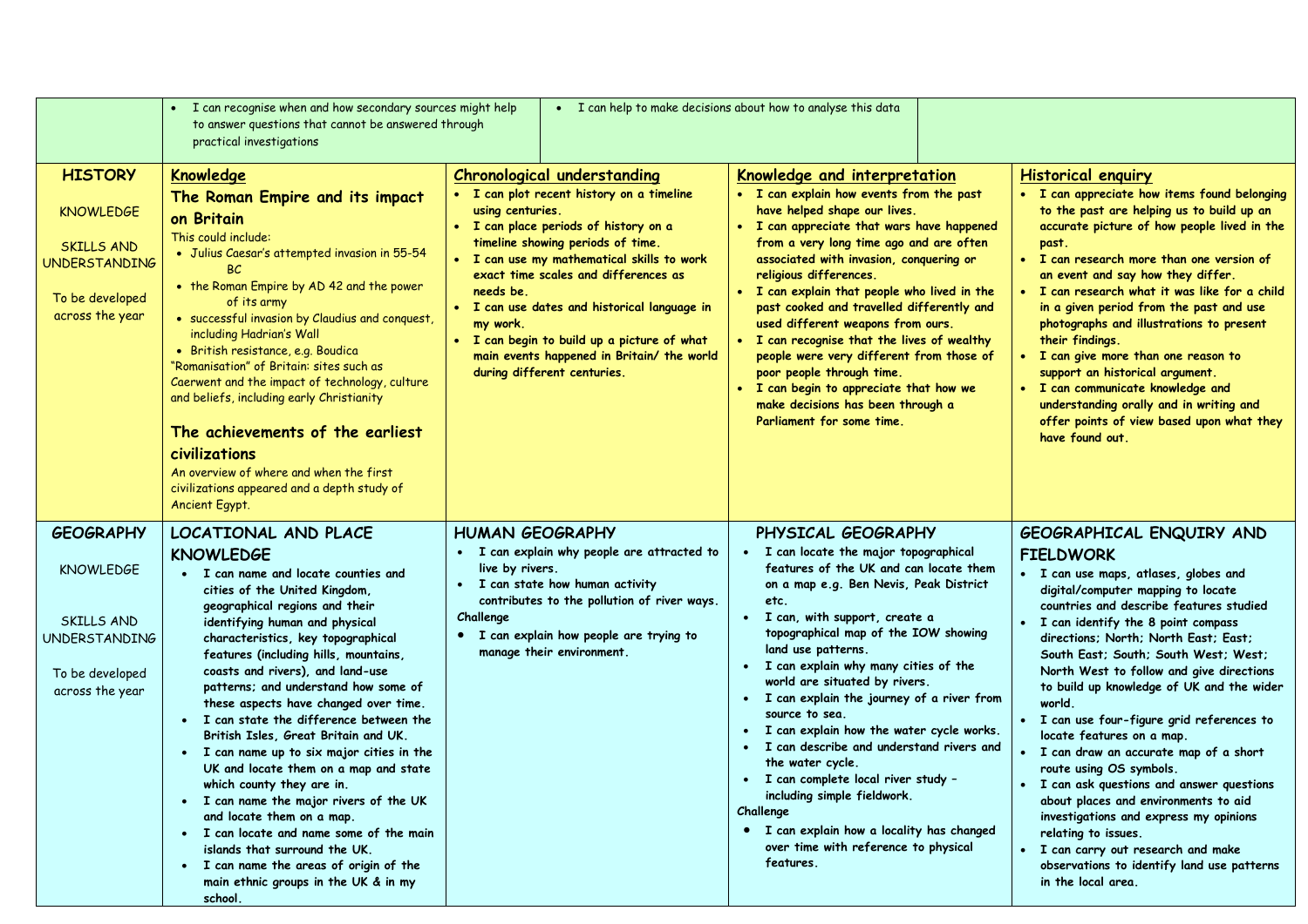| | | | | |
|---|---|---|---|---|
| | • I can recognise when and how secondary sources might help to answer questions that cannot be answered through practical investigations | • I can help to make decisions about how to analyse this data | | |
| **HISTORY**<br><br>KNOWLEDGE<br><br>SKILLS AND UNDERSTANDING<br><br>To be developed across the year | **Knowledge**<br>**The Roman Empire and its impact on Britain**<br>This could include:<br>• Julius Caesar's attempted invasion in 55-54 BC<br>• the Roman Empire by AD 42 and the power of its army<br>• successful invasion by Claudius and conquest, including Hadrian's Wall<br>• British resistance, e.g. Boudica<br>"Romanisation" of Britain: sites such as Caerwent and the impact of technology, culture and beliefs, including early Christianity<br><br>**The achievements of the earliest civilizations**<br>An overview of where and when the first civilizations appeared and a depth study of Ancient Egypt. | **Chronological understanding**<br>• **I can plot recent history on a timeline using centuries.**<br>• **I can place periods of history on a timeline showing periods of time.**<br>• **I can use my mathematical skills to work exact time scales and differences as needs be.**<br>• **I can use dates and historical language in my work.**<br>• **I can begin to build up a picture of what main events happened in Britain/ the world during different centuries.** | **Knowledge and interpretation**<br>• **I can explain how events from the past have helped shape our lives.**<br>• **I can appreciate that wars have happened from a very long time ago and are often associated with invasion, conquering or religious differences.**<br>• **I can explain that people who lived in the past cooked and travelled differently and used different weapons from ours.**<br>• **I can recognise that the lives of wealthy people were very different from those of poor people through time.**<br>• **I can begin to appreciate that how we make decisions has been through a Parliament for some time.** | **Historical enquiry**<br>• **I can appreciate how items found belonging to the past are helping us to build up an accurate picture of how people lived in the past.**<br>• **I can research more than one version of an event and say how they differ.**<br>• **I can research what it was like for a child in a given period from the past and use photographs and illustrations to present their findings.**<br>• **I can give more than one reason to support an historical argument.**<br>• **I can communicate knowledge and understanding orally and in writing and offer points of view based upon what they have found out.** |
| **GEOGRAPHY**<br><br>KNOWLEDGE<br><br>SKILLS AND UNDERSTANDING<br><br>To be developed across the year | **LOCATIONAL AND PLACE KNOWLEDGE**<br>• **I can name and locate counties and cities of the United Kingdom, geographical regions and their identifying human and physical characteristics, key topographical features (including hills, mountains, coasts and rivers), and land-use patterns; and understand how some of these aspects have changed over time.**<br>• **I can state the difference between the British Isles, Great Britain and UK.**<br>• **I can name up to six major cities in the UK and locate them on a map and state which county they are in.**<br>• **I can name the major rivers of the UK and locate them on a map.**<br>• **I can locate and name some of the main islands that surround the UK.**<br>• **I can name the areas of origin of the main ethnic groups in the UK & in my school.** | **HUMAN GEOGRAPHY**<br>• **I can explain why people are attracted to live by rivers.**<br>• **I can state how human activity contributes to the pollution of river ways.**<br>**Challenge**<br>• **I can explain how people are trying to manage their environment.** | **PHYSICAL GEOGRAPHY**<br>• **I can locate the major topographical features of the UK and can locate them on a map e.g. Ben Nevis, Peak District etc.**<br>• **I can, with support, create a topographical map of the IOW showing land use patterns.**<br>• **I can explain why many cities of the world are situated by rivers.**<br>• **I can explain the journey of a river from source to sea.**<br>• **I can explain how the water cycle works.**<br>• **I can describe and understand rivers and the water cycle.**<br>• **I can complete local river study – including simple fieldwork.**<br>**Challenge**<br>• **I can explain how a locality has changed over time with reference to physical features.** | **GEOGRAPHICAL ENQUIRY AND FIELDWORK**<br>• **I can use maps, atlases, globes and digital/computer mapping to locate countries and describe features studied**<br>• **I can identify the 8 point compass directions; North; North East; East; South East; South; South West; West; North West to follow and give directions to build up knowledge of UK and the wider world.**<br>• **I can use four-figure grid references to locate features on a map.**<br>• **I can draw an accurate map of a short route using OS symbols.**<br>• **I can ask questions and answer questions about places and environments to aid investigations and express my opinions relating to issues.**<br>• **I can carry out research and make observations to identify land use patterns in the local area.** |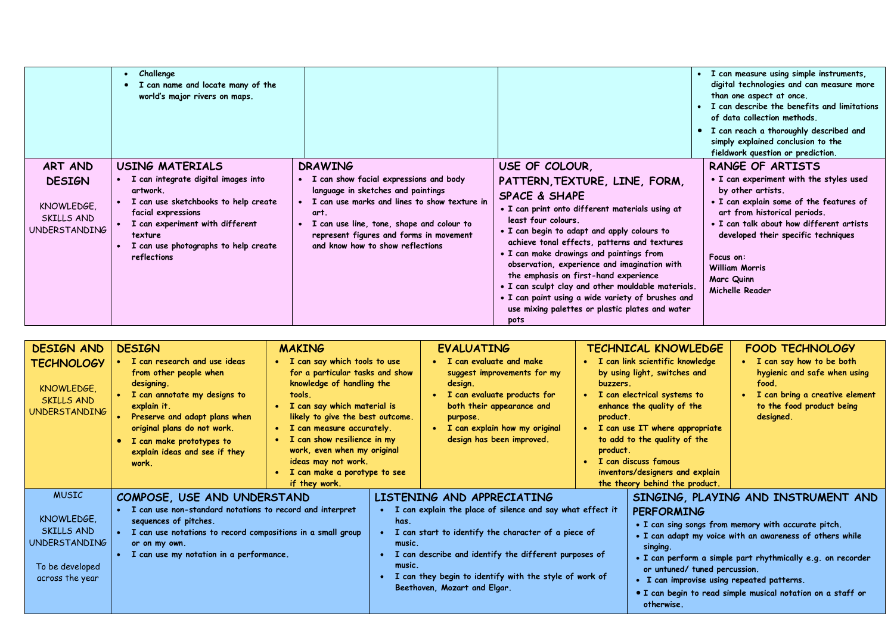| | | | | |
|---|---|---|---|---|
| | • **Challenge**<br>• **I can name and locate many of the world's major rivers on maps.** | | | • **I can measure using simple instruments, digital technologies and can measure more than one aspect at once.**<br>• **I can describe the benefits and limitations of data collection methods.**<br>• **I can reach a thoroughly described and simply explained conclusion to the fieldwork question or prediction.** |
| **ART AND DESIGN**<br><br>KNOWLEDGE, SKILLS AND UNDERSTANDING | **USING MATERIALS**<br>• **I can integrate digital images into artwork.**<br>• **I can use sketchbooks to help create facial expressions**<br>• **I can experiment with different texture**<br>• **I can use photographs to help create reflections** | **DRAWING**<br>• **I can show facial expressions and body language in sketches and paintings**<br>• **I can use marks and lines to show texture in art.**<br>• **I can use line, tone, shape and colour to represent figures and forms in movement and know how to show reflections** | **USE OF COLOUR, PATTERN,TEXTURE, LINE, FORM, SPACE & SHAPE**<br>• **I can print onto different materials using at least four colours.**<br>• **I can begin to adapt and apply colours to achieve tonal effects, patterns and textures**<br>• **I can make drawings and paintings from observation, experience and imagination with the emphasis on first-hand experience**<br>• **I can sculpt clay and other mouldable materials.**<br>• **I can paint using a wide variety of brushes and use mixing palettes or plastic plates and water pots** | **RANGE OF ARTISTS**<br>• **I can experiment with the styles used by other artists.**<br>• **I can explain some of the features of art from historical periods.**<br>• **I can talk about how different artists developed their specific techniques**<br><br>**Focus on:**<br>**William Morris**<br>**Marc Quinn**<br>**Michelle Reader** |

| | | | | | |
|---|---|---|---|---|---|
| **DESIGN AND TECHNOLOGY**<br><br>KNOWLEDGE, SKILLS AND UNDERSTANDING | **DESIGN**<br>• **I can research and use ideas from other people when designing.**<br>• **I can annotate my designs to explain it.**<br>• **Preserve and adapt plans when original plans do not work.**<br>• **I can make prototypes to explain ideas and see if they work.** | **MAKING**<br>• **I can say which tools to use for a particular tasks and show knowledge of handling the tools.**<br>• **I can say which material is likely to give the best outcome.**<br>• **I can measure accurately.**<br>• **I can show resilience in my work, even when my original ideas may not work.**<br>• **I can make a porotype to see if they work.** | **EVALUATING**<br>• **I can evaluate and make suggest improvements for my design.**<br>• **I can evaluate products for both their appearance and purpose.**<br>• **I can explain how my original design has been improved.** | **TECHNICAL KNOWLEDGE**<br>• **I can link scientific knowledge by using light, switches and buzzers.**<br>• **I can electrical systems to enhance the quality of the product.**<br>• **I can use IT where appropriate to add to the quality of the product.**<br>• **I can discuss famous inventors/designers and explain the theory behind the product.** | **FOOD TECHNOLOGY**<br>• **I can say how to be both hygienic and safe when using food.**<br>• **I can bring a creative element to the food product being designed.** |

| | | | |
|---|---|---|---|
| MUSIC<br><br>KNOWLEDGE, SKILLS AND UNDERSTANDING<br><br>To be developed across the year | **COMPOSE, USE AND UNDERSTAND**<br>• **I can use non-standard notations to record and interpret sequences of pitches.**<br>• **I can use notations to record compositions in a small group or on my own.**<br>• **I can use my notation in a performance.** | **LISTENING AND APPRECIATING**<br>• **I can explain the place of silence and say what effect it has.**<br>• **I can start to identify the character of a piece of music.**<br>• **I can describe and identify the different purposes of music.**<br>• **I can they begin to identify with the style of work of Beethoven, Mozart and Elgar.** | **SINGING, PLAYING AND INSTRUMENT AND PERFORMING**<br>• **I can sing songs from memory with accurate pitch.**<br>• **I can adapt my voice with an awareness of others while singing.**<br>• **I can perform a simple part rhythmically e.g. on recorder or untuned/ tuned percussion.**<br>• **I can improvise using repeated patterns.**<br>• **I can begin to read simple musical notation on a staff or otherwise.** |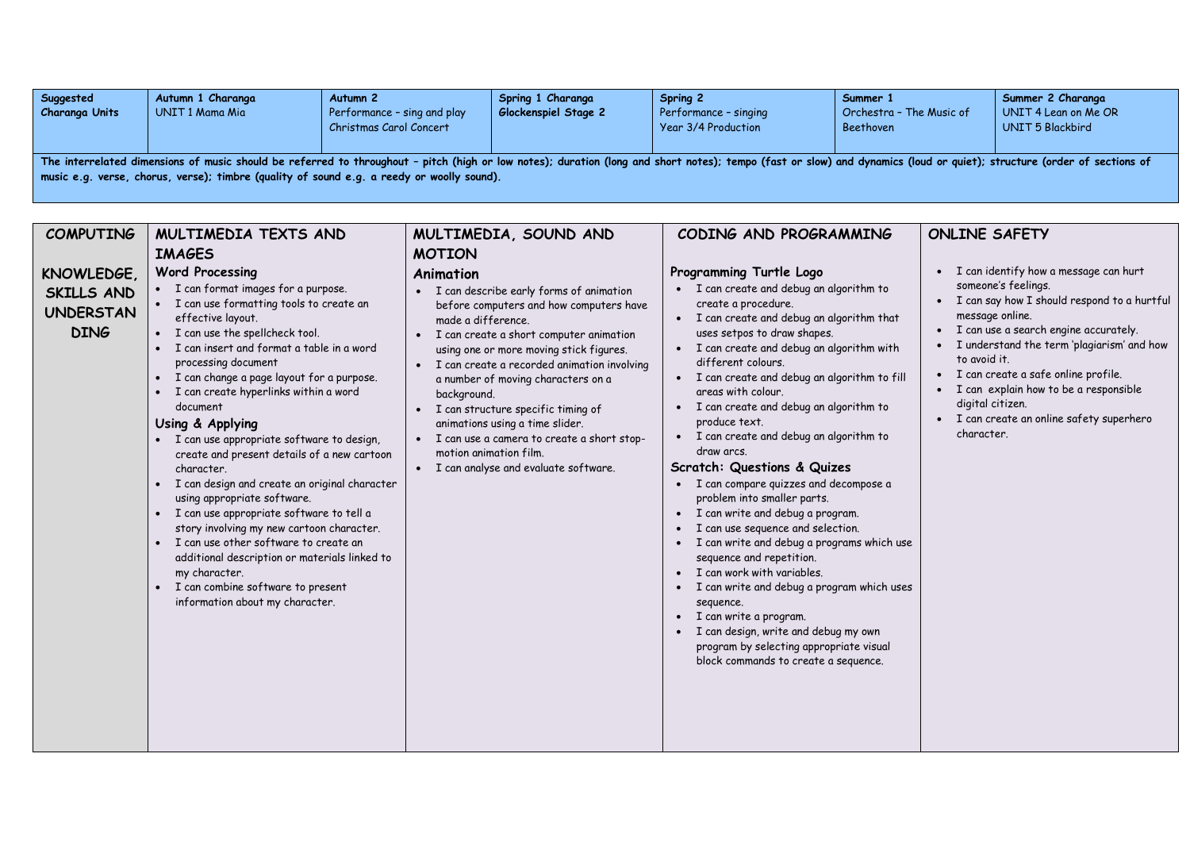| Suggested Charanga Units | Autumn 1 Charanga<br>UNIT 1 Mama Mia | Autumn 2<br>Performance – sing and play Christmas Carol Concert | Spring 1 Charanga<br>Glockenspiel Stage 2 | Spring 2<br>Performance – singing Year 3/4 Production | Summer 1<br>Orchestra – The Music of Beethoven | Summer 2 Charanga<br>UNIT 4 Lean on Me OR UNIT 5 Blackbird |
|---|---|---|---|---|---|---|
| **The interrelated dimensions of music should be referred to throughout – pitch (high or low notes); duration (long and short notes); tempo (fast or slow) and dynamics (loud or quiet); structure (order of sections of music e.g. verse, chorus, verse); timbre (quality of sound e.g. a reedy or woolly sound).** | | | | | | |

| COMPUTING<br><br>KNOWLEDGE, SKILLS AND UNDERSTANDING | MULTIMEDIA TEXTS AND IMAGES | MULTIMEDIA, SOUND AND MOTION | CODING AND PROGRAMMING | ONLINE SAFETY |
|---|---|---|---|---|
| | **Word Processing**<br>• I can format images for a purpose.<br>• I can use formatting tools to create an effective layout.<br>• I can use the spellcheck tool.<br>• I can insert and format a table in a word processing document<br>• I can change a page layout for a purpose.<br>• I can create hyperlinks within a word document<br>**Using & Applying**<br>• I can use appropriate software to design, create and present details of a new cartoon character.<br>• I can design and create an original character using appropriate software.<br>• I can use appropriate software to tell a story involving my new cartoon character.<br>• I can use other software to create an additional description or materials linked to my character.<br>• I can combine software to present information about my character. | **Animation**<br>• I can describe early forms of animation before computers and how computers have made a difference.<br>• I can create a short computer animation using one or more moving stick figures.<br>• I can create a recorded animation involving a number of moving characters on a background.<br>• I can structure specific timing of animations using a time slider.<br>• I can use a camera to create a short stop-motion animation film.<br>• I can analyse and evaluate software. | **Programming Turtle Logo**<br>• I can create and debug an algorithm to create a procedure.<br>• I can create and debug an algorithm that uses setpos to draw shapes.<br>• I can create and debug an algorithm with different colours.<br>• I can create and debug an algorithm to fill areas with colour.<br>• I can create and debug an algorithm to produce text.<br>• I can create and debug an algorithm to draw arcs.<br>**Scratch: Questions & Quizes**<br>• I can compare quizzes and decompose a problem into smaller parts.<br>• I can write and debug a program.<br>• I can use sequence and selection.<br>• I can write and debug a programs which use sequence and repetition.<br>• I can work with variables.<br>• I can write and debug a program which uses sequence.<br>• I can write a program.<br>• I can design, write and debug my own program by selecting appropriate visual block commands to create a sequence. | • I can identify how a message can hurt someone's feelings.<br>• I can say how I should respond to a hurtful message online.<br>• I can use a search engine accurately.<br>• I understand the term 'plagiarism' and how to avoid it.<br>• I can create a safe online profile.<br>• I can explain how to be a responsible digital citizen.<br>• I can create an online safety superhero character. |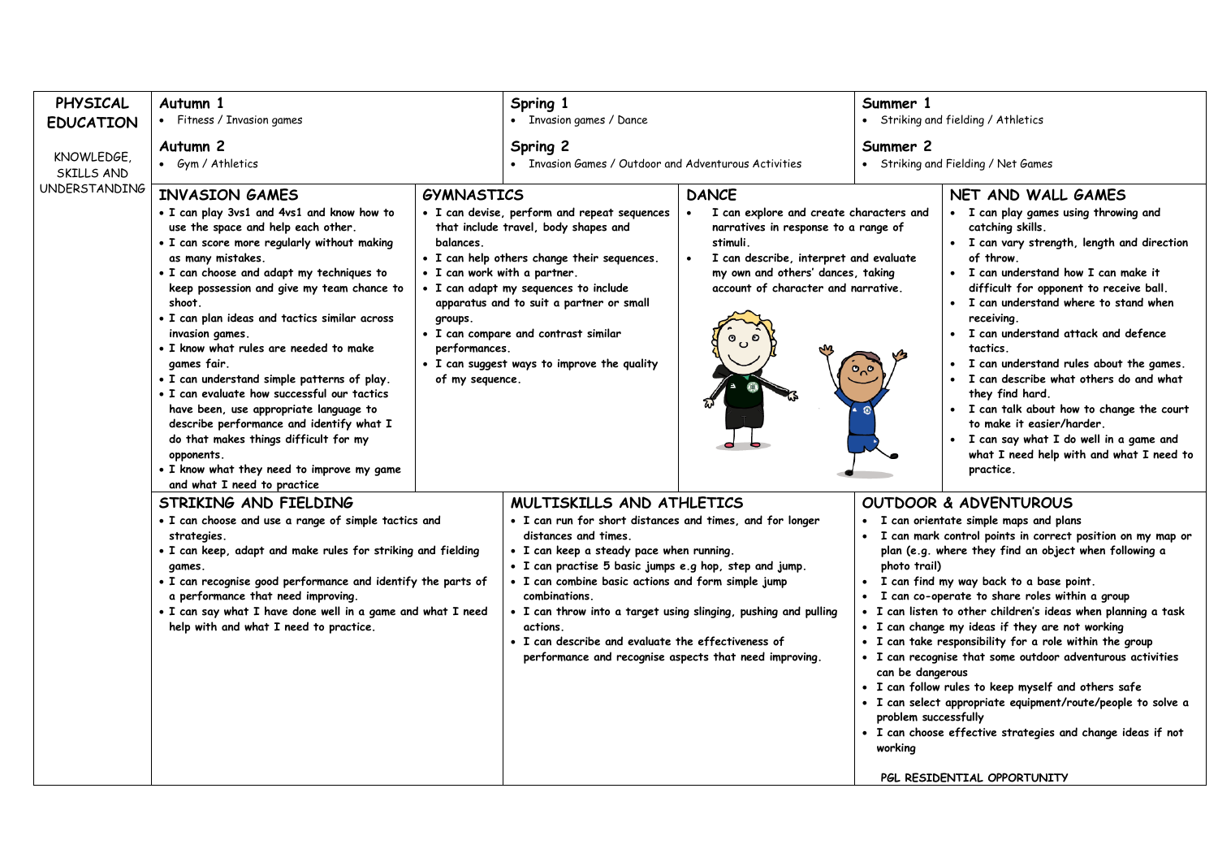# PHYSICAL EDUCATION

KNOWLEDGE, SKILLS AND UNDERSTANDING

| Autumn 1 | Spring 1 | Summer 1 |
|---|---|---|
| • Fitness / Invasion games | • Invasion games / Dance | • Striking and fielding / Athletics |
| **Autumn 2** | **Spring 2** | **Summer 2** |
| • Gym / Athletics | • Invasion Games / Outdoor and Adventurous Activities | • Striking and Fielding / Net Games |

## INVASION GAMES

- I can play 3vs1 and 4vs1 and know how to use the space and help each other.
- I can score more regularly without making as many mistakes.
- I can choose and adapt my techniques to keep possession and give my team chance to shoot.
- I can plan ideas and tactics similar across invasion games.
- I know what rules are needed to make games fair.
- I can understand simple patterns of play.
- I can evaluate how successful our tactics have been, use appropriate language to describe performance and identify what I do that makes things difficult for my opponents.
- I know what they need to improve my game and what I need to practice

## GYMNASTICS

- I can devise, perform and repeat sequences that include travel, body shapes and balances.
- I can help others change their sequences.
- I can work with a partner.
- I can adapt my sequences to include apparatus and to suit a partner or small groups.
- I can compare and contrast similar performances.
- I can suggest ways to improve the quality of my sequence.

## DANCE

- I can explore and create characters and narratives in response to a range of stimuli.
- I can describe, interpret and evaluate my own and others' dances, taking account of character and narrative.

## NET AND WALL GAMES

- I can play games using throwing and catching skills.
- I can vary strength, length and direction of throw.
- I can understand how I can make it difficult for opponent to receive ball.
- I can understand where to stand when receiving.
- I can understand attack and defence tactics.
- I can understand rules about the games.
- I can describe what others do and what they find hard.
- I can talk about how to change the court to make it easier/harder.
- I can say what I do well in a game and what I need help with and what I need to practice.

## STRIKING AND FIELDING

- I can choose and use a range of simple tactics and strategies.
- I can keep, adapt and make rules for striking and fielding games.
- I can recognise good performance and identify the parts of a performance that need improving.
- I can say what I have done well in a game and what I need help with and what I need to practice.

## MULTISKILLS AND ATHLETICS

- I can run for short distances and times, and for longer distances and times.
- I can keep a steady pace when running.
- I can practise 5 basic jumps e.g hop, step and jump.
- I can combine basic actions and form simple jump combinations.
- I can throw into a target using slinging, pushing and pulling actions.
- I can describe and evaluate the effectiveness of performance and recognise aspects that need improving.

## OUTDOOR & ADVENTUROUS

- I can orientate simple maps and plans
- I can mark control points in correct position on my map or plan (e.g. where they find an object when following a photo trail)
- I can find my way back to a base point.
- I can co-operate to share roles within a group
- I can listen to other children's ideas when planning a task
- I can change my ideas if they are not working
- I can take responsibility for a role within the group
- I can recognise that some outdoor adventurous activities can be dangerous
- I can follow rules to keep myself and others safe
- I can select appropriate equipment/route/people to solve a problem successfully
- I can choose effective strategies and change ideas if not working

PGL RESIDENTIAL OPPORTUNITY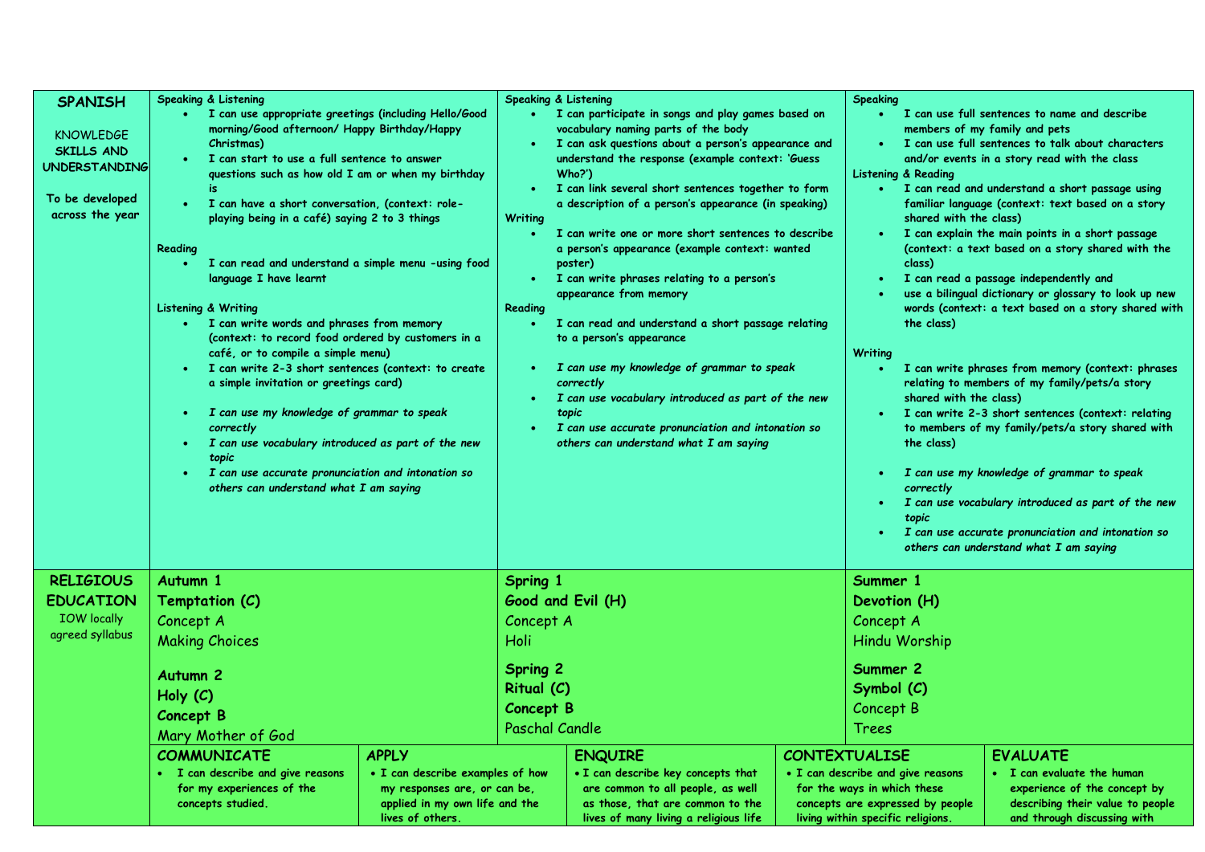| | | | |
|---|---|---|---|
| **SPANISH**<br><br>KNOWLEDGE **SKILLS AND UNDERSTANDING**<br><br>To be developed across the year | Speaking & Listening<br>• I can use appropriate greetings (including Hello/Good morning/Good afternoon/ Happy Birthday/Happy Christmas)<br>• I can start to use a full sentence to answer questions such as how old I am or when my birthday is<br>• I can have a short conversation, (context: role-playing being in a café) saying 2 to 3 things<br><br>Reading<br>• I can read and understand a simple menu -using food language I have learnt<br><br>Listening & Writing<br>• I can write words and phrases from memory (context: to record food ordered by customers in a café, or to compile a simple menu)<br>• I can write 2-3 short sentences (context: to create a simple invitation or greetings card)<br><br>• *I can use my knowledge of grammar to speak correctly*<br>• *I can use vocabulary introduced as part of the new topic*<br>• *I can use accurate pronunciation and intonation so others can understand what I am saying* | Speaking & Listening<br>• I can participate in songs and play games based on vocabulary naming parts of the body<br>• I can ask questions about a person's appearance and understand the response (example context: 'Guess Who?')<br>• I can link several short sentences together to form a description of a person's appearance (in speaking)<br>Writing<br>• I can write one or more short sentences to describe a person's appearance (example context: wanted poster)<br>• I can write phrases relating to a person's appearance from memory<br>Reading<br>• I can read and understand a short passage relating to a person's appearance<br><br>• *I can use my knowledge of grammar to speak correctly*<br>• *I can use vocabulary introduced as part of the new topic*<br>• *I can use accurate pronunciation and intonation so others can understand what I am saying* | Speaking<br>• I can use full sentences to name and describe members of my family and pets<br>• I can use full sentences to talk about characters and/or events in a story read with the class<br>Listening & Reading<br>• I can read and understand a short passage using familiar language (context: text based on a story shared with the class)<br>• I can explain the main points in a short passage (context: a text based on a story shared with the class)<br>• I can read a passage independently and<br>• use a bilingual dictionary or glossary to look up new words (context: a text based on a story shared with the class)<br><br>Writing<br>• I can write phrases from memory (context: phrases relating to members of my family/pets/a story shared with the class)<br>• I can write 2-3 short sentences (context: relating to members of my family/pets/a story shared with the class)<br><br>• *I can use my knowledge of grammar to speak correctly*<br>• *I can use vocabulary introduced as part of the new topic*<br>• *I can use accurate pronunciation and intonation so others can understand what I am saying* |
| **RELIGIOUS EDUCATION**<br>IOW locally agreed syllabus | **Autumn 1**<br>**Temptation (C)**<br>Concept A<br>Making Choices<br><br>**Autumn 2**<br>**Holy (C)**<br>**Concept B**<br>Mary Mother of God | **Spring 1**<br>**Good and Evil (H)**<br>Concept A<br>Holi<br><br>**Spring 2**<br>**Ritual (C)**<br>**Concept B**<br>Paschal Candle | **Summer 1**<br>**Devotion (H)**<br>Concept A<br>Hindu Worship<br><br>**Summer 2**<br>**Symbol (C)**<br>Concept B<br>Trees |

| **COMMUNICATE** | **APPLY** | **ENQUIRE** | **CONTEXTUALISE** | **EVALUATE** |
|---|---|---|---|---|
| • I can describe and give reasons for my experiences of the concepts studied. | • I can describe examples of how my responses are, or can be, applied in my own life and the lives of others. | • I can describe key concepts that are common to all people, as well as those, that are common to the lives of many living a religious life | • I can describe and give reasons for the ways in which these concepts are expressed by people living within specific religions. | • I can evaluate the human experience of the concept by describing their value to people and through discussing with |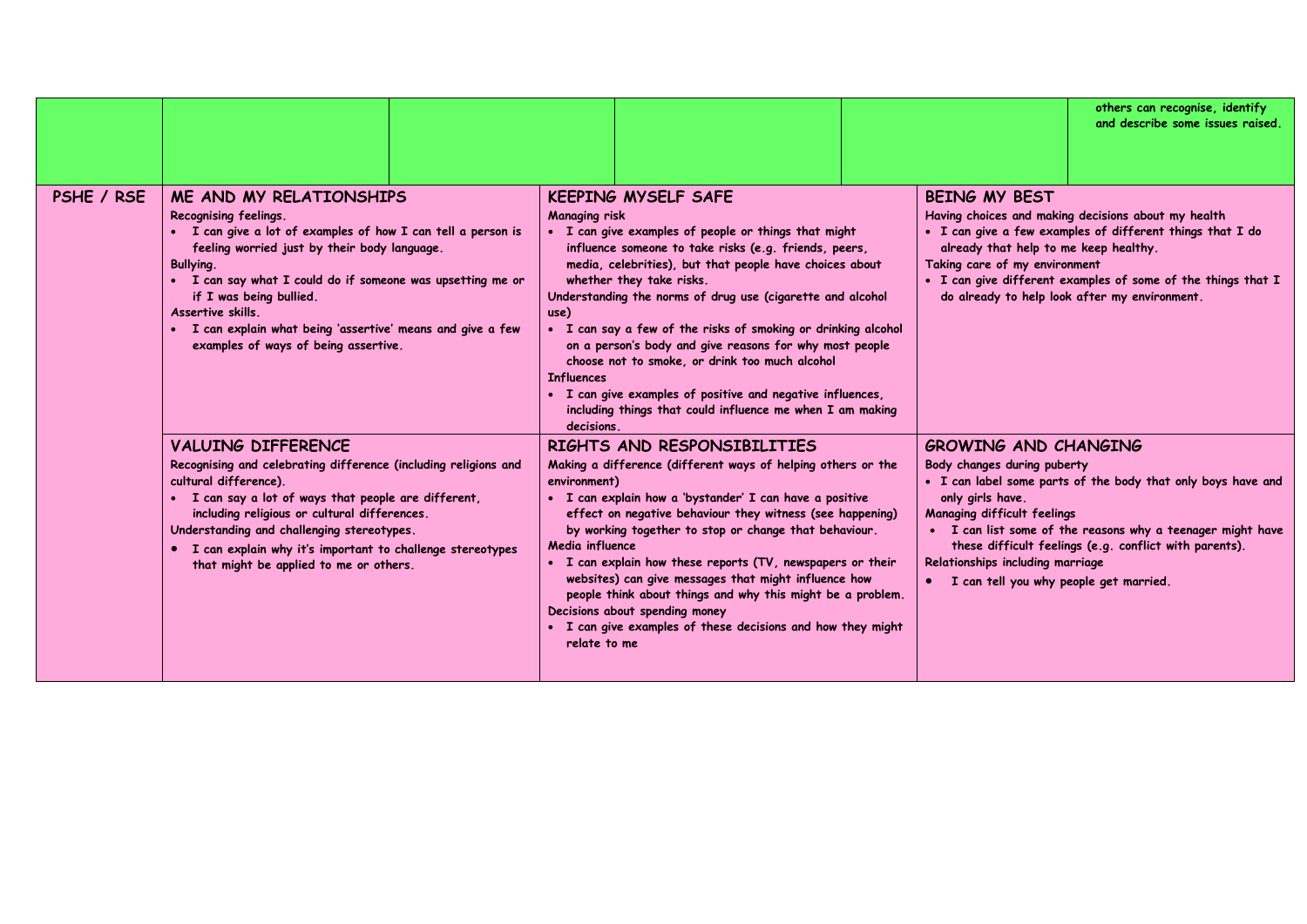| | | | | | | |
|---|---|---|---|---|---|---|
| | | | | | | others can recognise, identify and describe some issues raised. |
| **PSHE / RSE** | **ME AND MY RELATIONSHIPS**<br>**Recognising feelings.**<br>• I can give a lot of examples of how I can tell a person is feeling worried just by their body language.<br>**Bullying.**<br>• I can say what I could do if someone was upsetting me or if I was being bullied.<br>**Assertive skills.**<br>• I can explain what being 'assertive' means and give a few examples of ways of being assertive. | | **KEEPING MYSELF SAFE**<br>**Managing risk**<br>• I can give examples of people or things that might influence someone to take risks (e.g. friends, peers, media, celebrities), but that people have choices about whether they take risks.<br>**Understanding the norms of drug use (cigarette and alcohol use)**<br>• I can say a few of the risks of smoking or drinking alcohol on a person's body and give reasons for why most people choose not to smoke, or drink too much alcohol<br>**Influences**<br>• I can give examples of positive and negative influences, including things that could influence me when I am making decisions. | | **BEING MY BEST**<br>**Having choices and making decisions about my health**<br>• I can give a few examples of different things that I do already that help to me keep healthy.<br>**Taking care of my environment**<br>• I can give different examples of some of the things that I do already to help look after my environment. | |
| | **VALUING DIFFERENCE**<br>**Recognising and celebrating difference (including religions and cultural difference).**<br>• I can say a lot of ways that people are different, including religious or cultural differences.<br>**Understanding and challenging stereotypes.**<br>• I can explain why it's important to challenge stereotypes that might be applied to me or others. | | **RIGHTS AND RESPONSIBILITIES**<br>**Making a difference (different ways of helping others or the environment)**<br>• I can explain how a 'bystander' I can have a positive effect on negative behaviour they witness (see happening) by working together to stop or change that behaviour.<br>**Media influence**<br>• I can explain how these reports (TV, newspapers or their websites) can give messages that might influence how people think about things and why this might be a problem.<br>**Decisions about spending money**<br>• I can give examples of these decisions and how they might relate to me | | **GROWING AND CHANGING**<br>**Body changes during puberty**<br>• I can label some parts of the body that only boys have and only girls have.<br>**Managing difficult feelings**<br>• I can list some of the reasons why a teenager might have these difficult feelings (e.g. conflict with parents).<br>**Relationships including marriage**<br>• I can tell you why people get married. | |